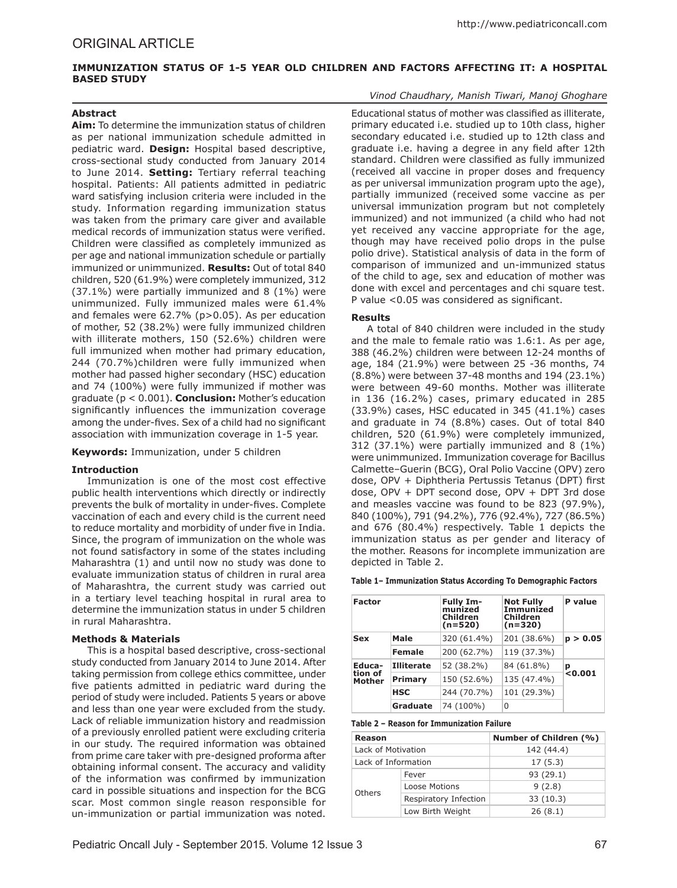ORIGINAL ARTICLE

# IMMUNIZATION STATUS OF 1-5 YEAR OLD CHILDREN AND FACTORS AFFECTING IT: A HOSPITAL BASED STUDY

*Vinod Chaudhary, Manish Tiwari, Manoj Ghoghare*

### Abstract

**Aim:** To determine the immunization status of children as per national immunization schedule admitted in pediatric ward. **Design:** Hospital based descriptive, cross-sectional study conducted from January 2014 to June 2014. **Setting:** Tertiary referral teaching hospital. Patients: All patients admitted in pediatric ward satisfying inclusion criteria were included in the study. Information regarding immunization status was taken from the primary care giver and available medical records of immunization status were verified. Children were classified as completely immunized as per age and national immunization schedule or partially immunized or unimmunized. **Results:** Out of total 840 children, 520 (61.9%) were completely immunized, 312 (37.1%) were partially immunized and 8 (1%) were unimmunized. Fully immunized males were 61.4% and females were 62.7% (p>0.05). As per education of mother, 52 (38.2%) were fully immunized children with illiterate mothers, 150 (52.6%) children were full immunized when mother had primary education, 244 (70.7%)children were fully immunized when mother had passed higher secondary (HSC) education and 74 (100%) were fully immunized if mother was graduate (p < 0.001). **Conclusion:** Mother's education significantly influences the immunization coverage among the under-fives. Sex of a child had no significant association with immunization coverage in 1-5 year.

**Keywords:** Immunization, under 5 children

### Introduction

Immunization is one of the most cost effective public health interventions which directly or indirectly prevents the bulk of mortality in under-fives. Complete vaccination of each and every child is the current need to reduce mortality and morbidity of under five in India. Since, the program of immunization on the whole was not found satisfactory in some of the states including Maharashtra (1) and until now no study was done to evaluate immunization status of children in rural area of Maharashtra, the current study was carried out in a tertiary level teaching hospital in rural area to determine the immunization status in under 5 children in rural Maharashtra.

### Methods & Materials

This is a hospital based descriptive, cross-sectional study conducted from January 2014 to June 2014. After taking permission from college ethics committee, under five patients admitted in pediatric ward during the period of study were included. Patients 5 years or above and less than one year were excluded from the study. Lack of reliable immunization history and readmission of a previously enrolled patient were excluding criteria in our study. The required information was obtained from prime care taker with pre-designed proforma after obtaining informal consent. The accuracy and validity of the information was confirmed by immunization card in possible situations and inspection for the BCG scar. Most common single reason responsible for un-immunization or partial immunization was noted. Educational status of mother was classified as illiterate, primary educated i.e. studied up to 10th class, higher secondary educated i.e. studied up to 12th class and graduate i.e. having a degree in any field after 12th standard. Children were classified as fully immunized (received all vaccine in proper doses and frequency as per universal immunization program upto the age), partially immunized (received some vaccine as per universal immunization program but not completely immunized) and not immunized (a child who had not yet received any vaccine appropriate for the age, though may have received polio drops in the pulse polio drive). Statistical analysis of data in the form of comparison of immunized and un-immunized status of the child to age, sex and education of mother was done with excel and percentages and chi square test. P value <0.05 was considered as significant.

### Results

A total of 840 children were included in the study and the male to female ratio was 1.6:1. As per age, 388 (46.2%) children were between 12-24 months of age, 184 (21.9%) were between 25 -36 months, 74 (8.8%) were between 37-48 months and 194 (23.1%) were between 49-60 months. Mother was illiterate in 136 (16.2%) cases, primary educated in 285 (33.9%) cases, HSC educated in 345 (41.1%) cases and graduate in 74 (8.8%) cases. Out of total 840 children, 520 (61.9%) were completely immunized, 312 (37.1%) were partially immunized and 8 (1%) were unimmunized. Immunization coverage for Bacillus Calmette–Guerin (BCG), Oral Polio Vaccine (OPV) zero dose, OPV + Diphtheria Pertussis Tetanus (DPT) first dose, OPV + DPT second dose, OPV + DPT 3rd dose and measles vaccine was found to be 823 (97.9%), 840 (100%), 791 (94.2%), 776 (92.4%), 727 (86.5%) and 676 (80.4%) respectively. Table 1 depicts the immunization status as per gender and literacy of the mother. Reasons for incomplete immunization are depicted in Table 2.

**Table 1– Immunization Status According To Demographic Factors**

| Factor | | Fully Immunized Children (n=520) | Not Fully Immunized Children (n=320) | P value |
|---|---|---|---|---|
| Sex | Male | 320 (61.4%) | 201 (38.6%) | p > 0.05 |
| | Female | 200 (62.7%) | 119 (37.3%) | |
| Education of Mother | Illiterate | 52 (38.2%) | 84 (61.8%) | p <0.001 |
| | Primary | 150 (52.6%) | 135 (47.4%) | |
| | HSC | 244 (70.7%) | 101 (29.3%) | |
| | Graduate | 74 (100%) | 0 | |

**Table 2 – Reason for Immunization Failure**

| Reason | | Number of Children (%) |
|---|---|---|
| Lack of Motivation | | 142 (44.4) |
| Lack of Information | | 17 (5.3) |
| Others | Fever | 93 (29.1) |
| | Loose Motions | 9 (2.8) |
| | Respiratory Infection | 33 (10.3) |
| | Low Birth Weight | 26 (8.1) |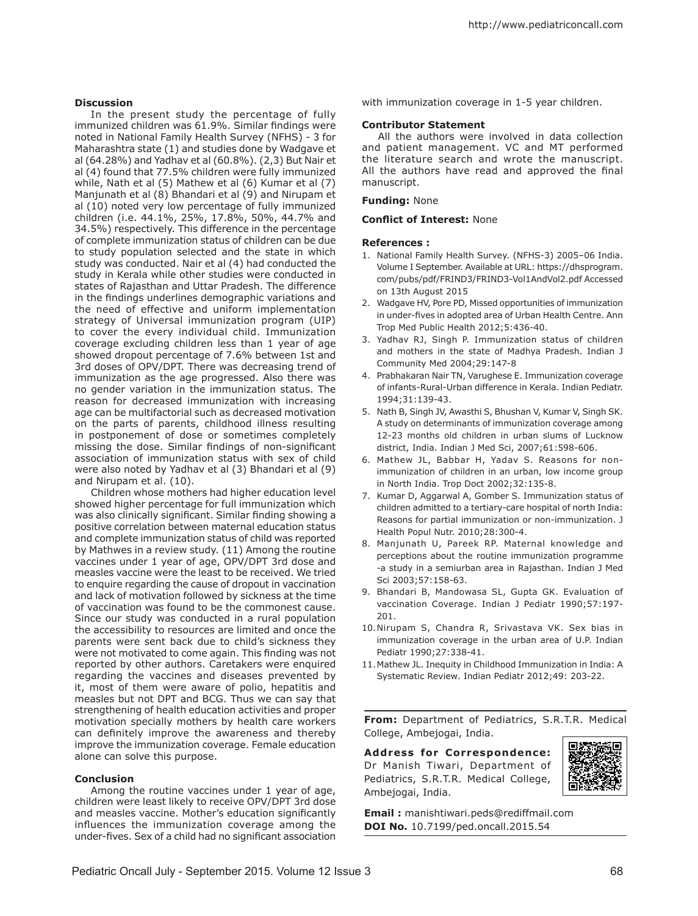### Discussion

In the present study the percentage of fully immunized children was 61.9%. Similar findings were noted in National Family Health Survey (NFHS) - 3 for Maharashtra state (1) and studies done by Wadgave et al (64.28%) and Yadhav et al (60.8%). (2,3) But Nair et al (4) found that 77.5% children were fully immunized while, Nath et al (5) Mathew et al (6) Kumar et al (7) Manjunath et al (8) Bhandari et al (9) and Nirupam et al (10) noted very low percentage of fully immunized children (i.e. 44.1%, 25%, 17.8%, 50%, 44.7% and 34.5%) respectively. This difference in the percentage of complete immunization status of children can be due to study population selected and the state in which study was conducted. Nair et al (4) had conducted the study in Kerala while other studies were conducted in states of Rajasthan and Uttar Pradesh. The difference in the findings underlines demographic variations and the need of effective and uniform implementation strategy of Universal immunization program (UIP) to cover the every individual child. Immunization coverage excluding children less than 1 year of age showed dropout percentage of 7.6% between 1st and 3rd doses of OPV/DPT. There was decreasing trend of immunization as the age progressed. Also there was no gender variation in the immunization status. The reason for decreased immunization with increasing age can be multifactorial such as decreased motivation on the parts of parents, childhood illness resulting in postponement of dose or sometimes completely missing the dose. Similar findings of non-significant association of immunization status with sex of child were also noted by Yadhav et al (3) Bhandari et al (9) and Nirupam et al. (10).

Children whose mothers had higher education level showed higher percentage for full immunization which was also clinically significant. Similar finding showing a positive correlation between maternal education status and complete immunization status of child was reported by Mathwes in a review study. (11) Among the routine vaccines under 1 year of age, OPV/DPT 3rd dose and measles vaccine were the least to be received. We tried to enquire regarding the cause of dropout in vaccination and lack of motivation followed by sickness at the time of vaccination was found to be the commonest cause. Since our study was conducted in a rural population the accessibility to resources are limited and once the parents were sent back due to child's sickness they were not motivated to come again. This finding was not reported by other authors. Caretakers were enquired regarding the vaccines and diseases prevented by it, most of them were aware of polio, hepatitis and measles but not DPT and BCG. Thus we can say that strengthening of health education activities and proper motivation specially mothers by health care workers can definitely improve the awareness and thereby improve the immunization coverage. Female education alone can solve this purpose.

### Conclusion

Among the routine vaccines under 1 year of age, children were least likely to receive OPV/DPT 3rd dose and measles vaccine. Mother's education significantly influences the immunization coverage among the under-fives. Sex of a child had no significant association with immunization coverage in 1-5 year children.

### Contributor Statement

All the authors were involved in data collection and patient management. VC and MT performed the literature search and wrote the manuscript. All the authors have read and approved the final manuscript.

**Funding:** None

**Conflict of Interest:** None

### References :

1. National Family Health Survey. (NFHS-3) 2005–06 India. Volume I September. Available at URL: https://dhsprogram.com/pubs/pdf/FRIND3/FRIND3-Vol1AndVol2.pdf Accessed on 13th August 2015
2. Wadgave HV, Pore PD, Missed opportunities of immunization in under-fives in adopted area of Urban Health Centre. Ann Trop Med Public Health 2012;5:436-40.
3. Yadhav RJ, Singh P. Immunization status of children and mothers in the state of Madhya Pradesh. Indian J Community Med 2004;29:147-8
4. Prabhakaran Nair TN, Varughese E. Immunization coverage of infants-Rural-Urban difference in Kerala. Indian Pediatr. 1994;31:139-43.
5. Nath B, Singh JV, Awasthi S, Bhushan V, Kumar V, Singh SK. A study on determinants of immunization coverage among 12-23 months old children in urban slums of Lucknow district, India. Indian J Med Sci, 2007;61:598-606.
6. Mathew JL, Babbar H, Yadav S. Reasons for non-immunization of children in an urban, low income group in North India. Trop Doct 2002;32:135-8.
7. Kumar D, Aggarwal A, Gomber S. Immunization status of children admitted to a tertiary-care hospital of north India: Reasons for partial immunization or non-immunization. J Health Popul Nutr. 2010;28:300-4.
8. Manjunath U, Pareek RP. Maternal knowledge and perceptions about the routine immunization programme -a study in a semiurban area in Rajasthan. Indian J Med Sci 2003;57:158-63.
9. Bhandari B, Mandowasa SL, Gupta GK. Evaluation of vaccination Coverage. Indian J Pediatr 1990;57:197-201.
10. Nirupam S, Chandra R, Srivastava VK. Sex bias in immunization coverage in the urban area of U.P. Indian Pediatr 1990;27:338-41.
11. Mathew JL. Inequity in Childhood Immunization in India: A Systematic Review. Indian Pediatr 2012;49: 203-22.

**From:** Department of Pediatrics, S.R.T.R. Medical College, Ambejogai, India.

**Address for Correspondence:** Dr Manish Tiwari, Department of Pediatrics, S.R.T.R. Medical College, Ambejogai, India.

**Email :** manishtiwari.peds@rediffmail.com
**DOI No.** 10.7199/ped.oncall.2015.54